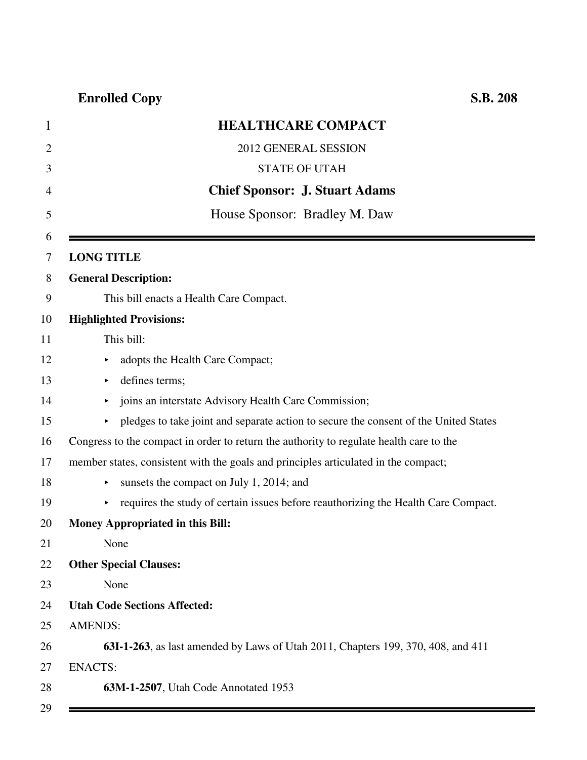**Enrolled Copy** **S.B. 208**

# HEALTHCARE COMPACT

2012 GENERAL SESSION

STATE OF UTAH

**Chief Sponsor: J. Stuart Adams**

House Sponsor: Bradley M. Daw

---

**LONG TITLE**

**General Description:**

This bill enacts a Health Care Compact.

**Highlighted Provisions:**

This bill:

- adopts the Health Care Compact;
- defines terms;
- joins an interstate Advisory Health Care Commission;
- pledges to take joint and separate action to secure the consent of the United States Congress to the compact in order to return the authority to regulate health care to the member states, consistent with the goals and principles articulated in the compact;
- sunsets the compact on July 1, 2014; and
- requires the study of certain issues before reauthorizing the Health Care Compact.

**Money Appropriated in this Bill:**

None

**Other Special Clauses:**

None

**Utah Code Sections Affected:**

AMENDS:

**63I-1-263**, as last amended by Laws of Utah 2011, Chapters 199, 370, 408, and 411

ENACTS:

**63M-1-2507**, Utah Code Annotated 1953

---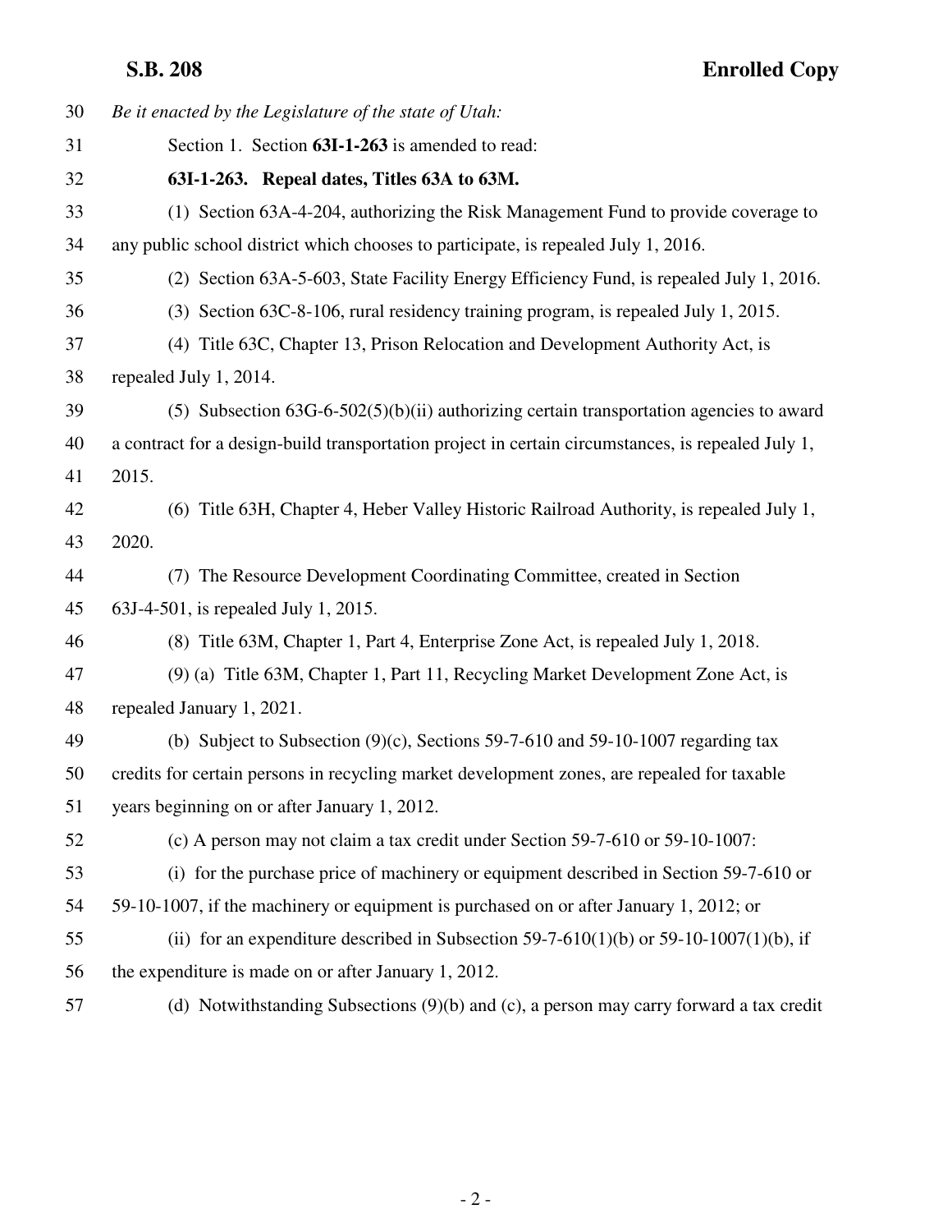*Be it enacted by the Legislature of the state of Utah:*

Section 1. Section **63I-1-263** is amended to read:

**63I-1-263. Repeal dates, Titles 63A to 63M.**

(1) Section 63A-4-204, authorizing the Risk Management Fund to provide coverage to any public school district which chooses to participate, is repealed July 1, 2016.

(2) Section 63A-5-603, State Facility Energy Efficiency Fund, is repealed July 1, 2016.

(3) Section 63C-8-106, rural residency training program, is repealed July 1, 2015.

(4) Title 63C, Chapter 13, Prison Relocation and Development Authority Act, is repealed July 1, 2014.

(5) Subsection 63G-6-502(5)(b)(ii) authorizing certain transportation agencies to award a contract for a design-build transportation project in certain circumstances, is repealed July 1, 2015.

(6) Title 63H, Chapter 4, Heber Valley Historic Railroad Authority, is repealed July 1, 2020.

(7) The Resource Development Coordinating Committee, created in Section 63J-4-501, is repealed July 1, 2015.

(8) Title 63M, Chapter 1, Part 4, Enterprise Zone Act, is repealed July 1, 2018.

(9) (a) Title 63M, Chapter 1, Part 11, Recycling Market Development Zone Act, is repealed January 1, 2021.

(b) Subject to Subsection (9)(c), Sections 59-7-610 and 59-10-1007 regarding tax credits for certain persons in recycling market development zones, are repealed for taxable years beginning on or after January 1, 2012.

(c) A person may not claim a tax credit under Section 59-7-610 or 59-10-1007:

(i) for the purchase price of machinery or equipment described in Section 59-7-610 or 59-10-1007, if the machinery or equipment is purchased on or after January 1, 2012; or

(ii) for an expenditure described in Subsection 59-7-610(1)(b) or 59-10-1007(1)(b), if the expenditure is made on or after January 1, 2012.

(d) Notwithstanding Subsections (9)(b) and (c), a person may carry forward a tax credit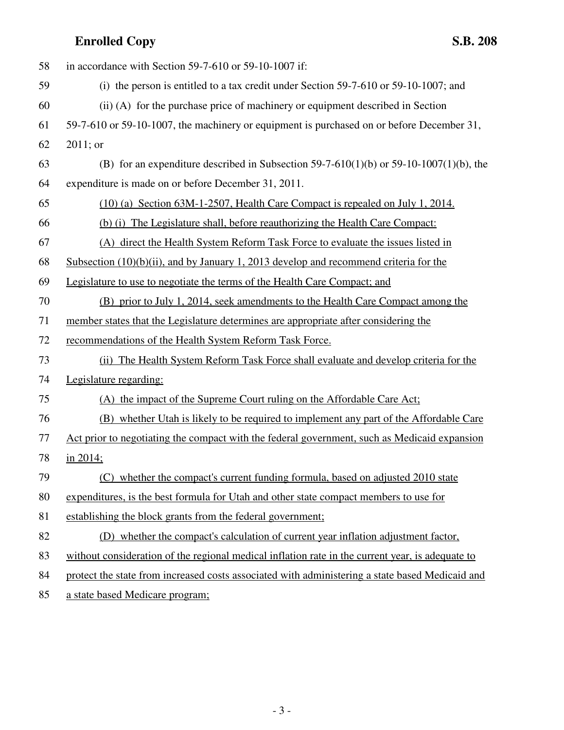in accordance with Section 59-7-610 or 59-10-1007 if:

(i) the person is entitled to a tax credit under Section 59-7-610 or 59-10-1007; and

(ii) (A) for the purchase price of machinery or equipment described in Section 59-7-610 or 59-10-1007, the machinery or equipment is purchased on or before December 31, 2011; or

(B) for an expenditure described in Subsection 59-7-610(1)(b) or 59-10-1007(1)(b), the expenditure is made on or before December 31, 2011.

(10) (a) Section 63M-1-2507, Health Care Compact is repealed on July 1, 2014.

(b) (i) The Legislature shall, before reauthorizing the Health Care Compact:

(A) direct the Health System Reform Task Force to evaluate the issues listed in Subsection (10)(b)(ii), and by January 1, 2013 develop and recommend criteria for the Legislature to use to negotiate the terms of the Health Care Compact; and

(B) prior to July 1, 2014, seek amendments to the Health Care Compact among the member states that the Legislature determines are appropriate after considering the recommendations of the Health System Reform Task Force.

(ii) The Health System Reform Task Force shall evaluate and develop criteria for the Legislature regarding:

(A) the impact of the Supreme Court ruling on the Affordable Care Act;

(B) whether Utah is likely to be required to implement any part of the Affordable Care Act prior to negotiating the compact with the federal government, such as Medicaid expansion in 2014;

(C) whether the compact's current funding formula, based on adjusted 2010 state expenditures, is the best formula for Utah and other state compact members to use for establishing the block grants from the federal government;

(D) whether the compact's calculation of current year inflation adjustment factor, without consideration of the regional medical inflation rate in the current year, is adequate to protect the state from increased costs associated with administering a state based Medicaid and a state based Medicare program;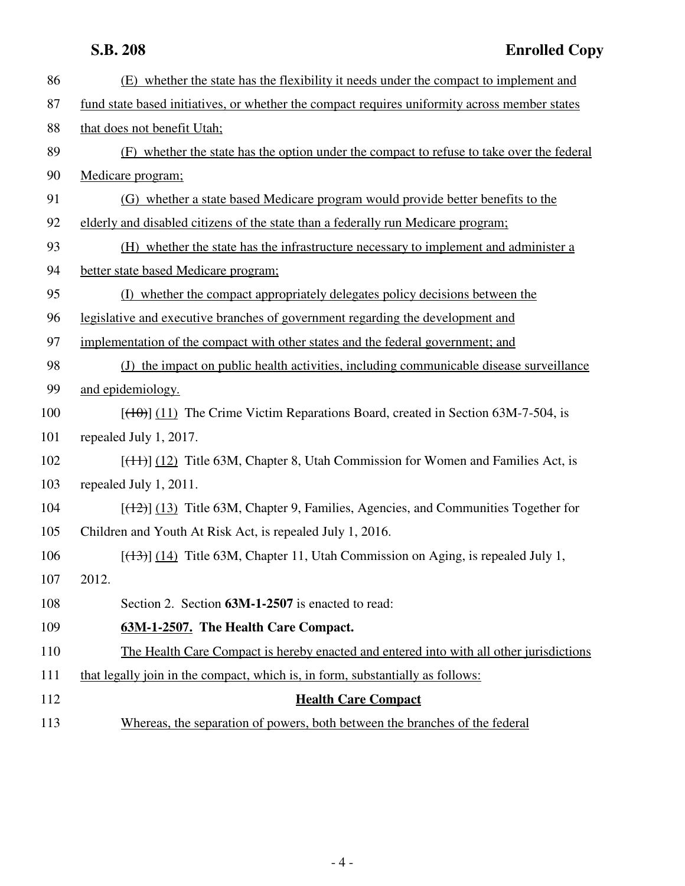86 (E) whether the state has the flexibility it needs under the compact to implement and
87 fund state based initiatives, or whether the compact requires uniformity across member states
88 that does not benefit Utah;

89 (F) whether the state has the option under the compact to refuse to take over the federal
90 Medicare program;

91 (G) whether a state based Medicare program would provide better benefits to the
92 elderly and disabled citizens of the state than a federally run Medicare program;

93 (H) whether the state has the infrastructure necessary to implement and administer a
94 better state based Medicare program;

95 (I) whether the compact appropriately delegates policy decisions between the
96 legislative and executive branches of government regarding the development and
97 implementation of the compact with other states and the federal government; and

98 (J) the impact on public health activities, including communicable disease surveillance
99 and epidemiology.

100 [~~(10)~~] (11) The Crime Victim Reparations Board, created in Section 63M-7-504, is
101 repealed July 1, 2017.

102 [~~(11)~~] (12) Title 63M, Chapter 8, Utah Commission for Women and Families Act, is
103 repealed July 1, 2011.

104 [~~(12)~~] (13) Title 63M, Chapter 9, Families, Agencies, and Communities Together for
105 Children and Youth At Risk Act, is repealed July 1, 2016.

106 [~~(13)~~] (14) Title 63M, Chapter 11, Utah Commission on Aging, is repealed July 1,
107 2012.

108 Section 2. Section **63M-1-2507** is enacted to read:

109 **63M-1-2507. The Health Care Compact.**

110 The Health Care Compact is hereby enacted and entered into with all other jurisdictions
111 that legally join in the compact, which is, in form, substantially as follows:

112 **Health Care Compact**

113 Whereas, the separation of powers, both between the branches of the federal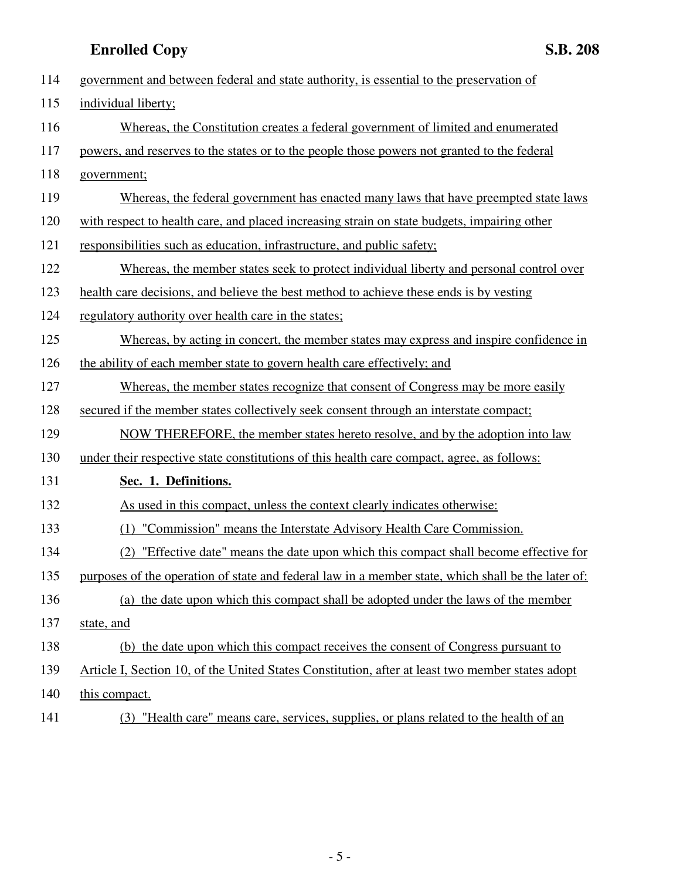government and between federal and state authority, is essential to the preservation of individual liberty;

Whereas, the Constitution creates a federal government of limited and enumerated powers, and reserves to the states or to the people those powers not granted to the federal government;

Whereas, the federal government has enacted many laws that have preempted state laws with respect to health care, and placed increasing strain on state budgets, impairing other responsibilities such as education, infrastructure, and public safety;

Whereas, the member states seek to protect individual liberty and personal control over health care decisions, and believe the best method to achieve these ends is by vesting regulatory authority over health care in the states;

Whereas, by acting in concert, the member states may express and inspire confidence in the ability of each member state to govern health care effectively; and

Whereas, the member states recognize that consent of Congress may be more easily secured if the member states collectively seek consent through an interstate compact;

NOW THEREFORE, the member states hereto resolve, and by the adoption into law under their respective state constitutions of this health care compact, agree, as follows:

**Sec. 1. Definitions.**

As used in this compact, unless the context clearly indicates otherwise:

(1) "Commission" means the Interstate Advisory Health Care Commission.

(2) "Effective date" means the date upon which this compact shall become effective for purposes of the operation of state and federal law in a member state, which shall be the later of:

(a) the date upon which this compact shall be adopted under the laws of the member state, and

(b) the date upon which this compact receives the consent of Congress pursuant to Article I, Section 10, of the United States Constitution, after at least two member states adopt this compact.

(3) "Health care" means care, services, supplies, or plans related to the health of an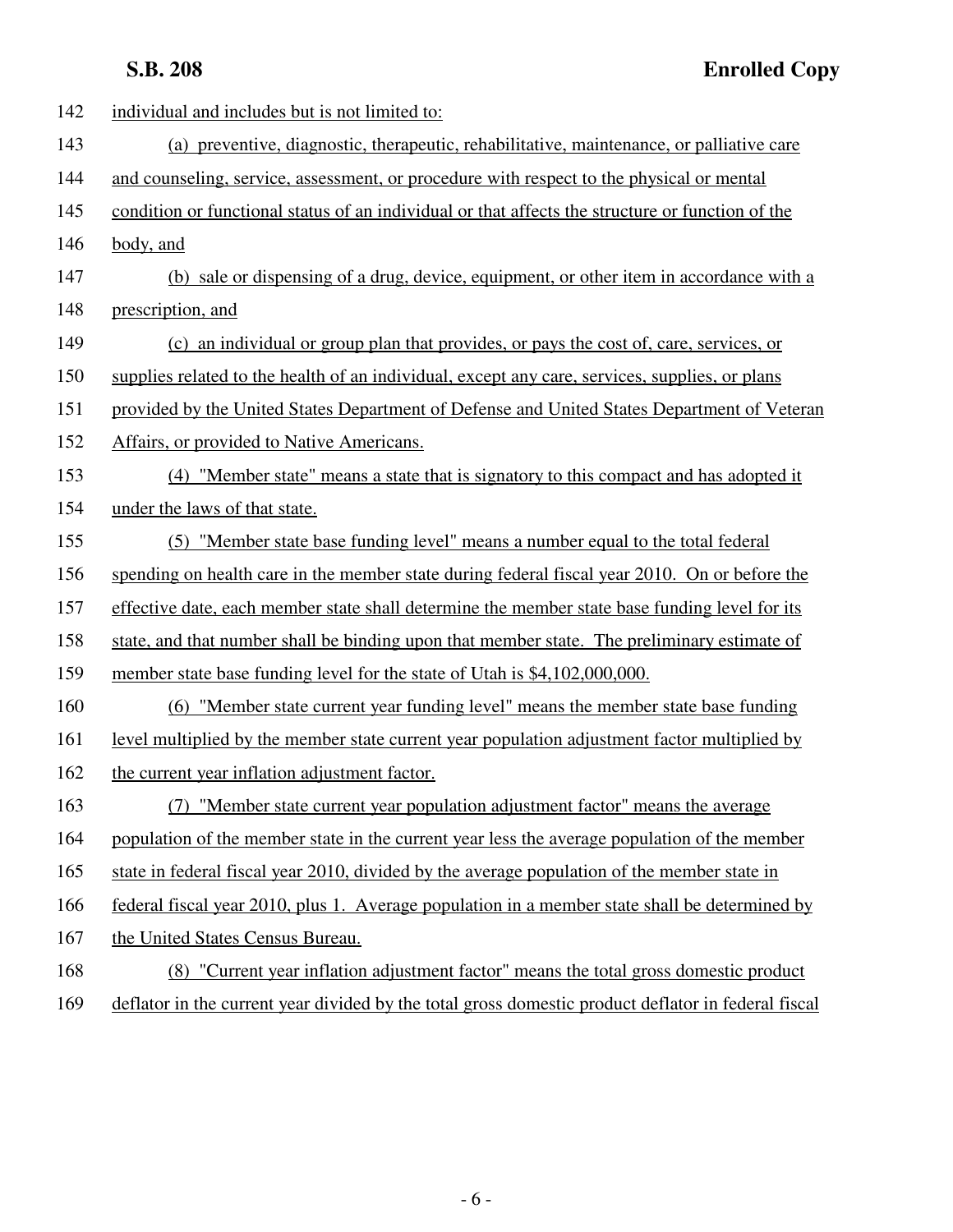individual and includes but is not limited to:

(a) preventive, diagnostic, therapeutic, rehabilitative, maintenance, or palliative care and counseling, service, assessment, or procedure with respect to the physical or mental condition or functional status of an individual or that affects the structure or function of the body, and

(b) sale or dispensing of a drug, device, equipment, or other item in accordance with a prescription, and

(c) an individual or group plan that provides, or pays the cost of, care, services, or supplies related to the health of an individual, except any care, services, supplies, or plans provided by the United States Department of Defense and United States Department of Veteran Affairs, or provided to Native Americans.

(4) "Member state" means a state that is signatory to this compact and has adopted it under the laws of that state.

(5) "Member state base funding level" means a number equal to the total federal spending on health care in the member state during federal fiscal year 2010. On or before the effective date, each member state shall determine the member state base funding level for its state, and that number shall be binding upon that member state. The preliminary estimate of member state base funding level for the state of Utah is $4,102,000,000.

(6) "Member state current year funding level" means the member state base funding level multiplied by the member state current year population adjustment factor multiplied by the current year inflation adjustment factor.

(7) "Member state current year population adjustment factor" means the average population of the member state in the current year less the average population of the member state in federal fiscal year 2010, divided by the average population of the member state in federal fiscal year 2010, plus 1. Average population in a member state shall be determined by the United States Census Bureau.

(8) "Current year inflation adjustment factor" means the total gross domestic product deflator in the current year divided by the total gross domestic product deflator in federal fiscal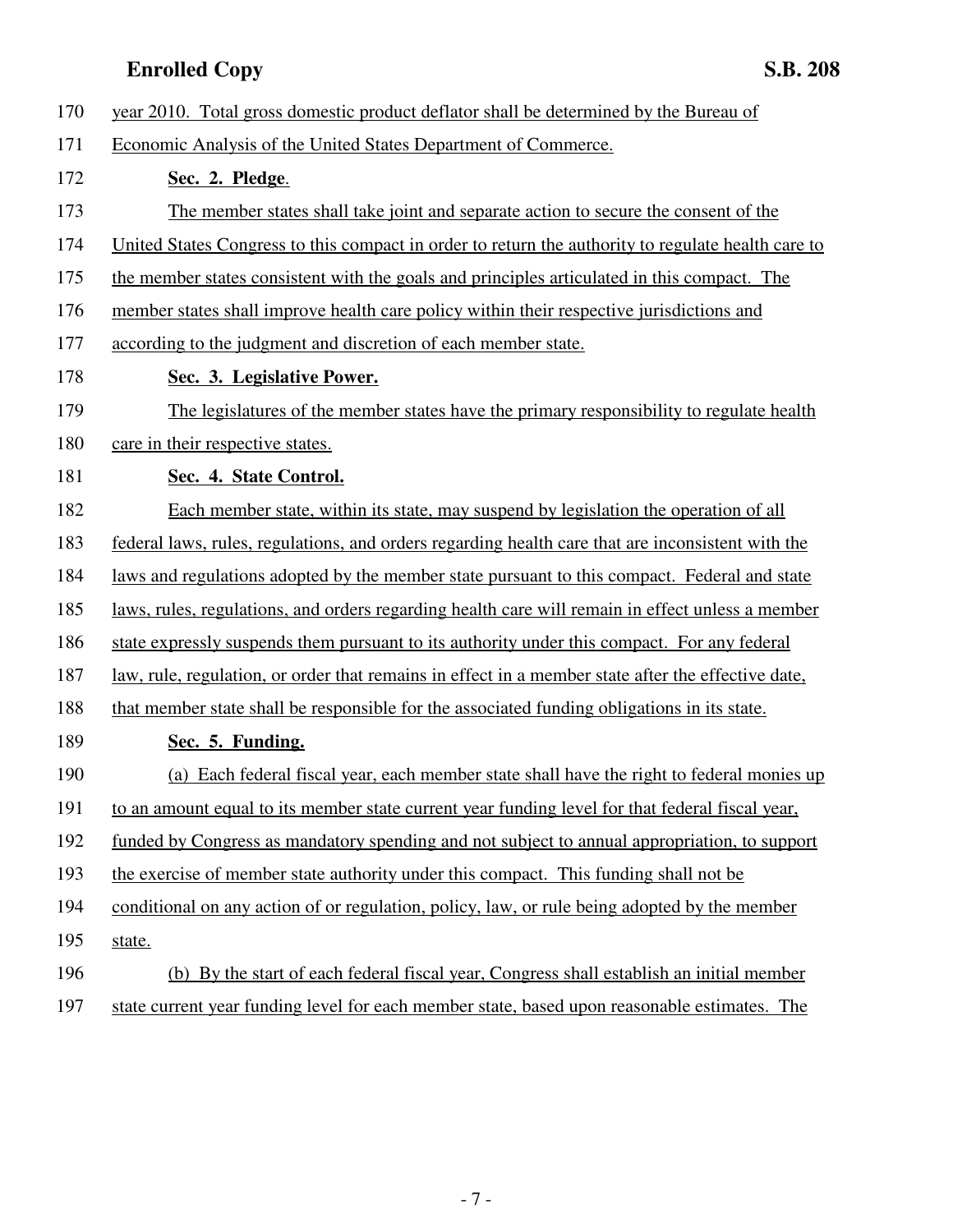year 2010. Total gross domestic product deflator shall be determined by the Bureau of Economic Analysis of the United States Department of Commerce.

**Sec. 2. Pledge**.

The member states shall take joint and separate action to secure the consent of the United States Congress to this compact in order to return the authority to regulate health care to the member states consistent with the goals and principles articulated in this compact. The member states shall improve health care policy within their respective jurisdictions and according to the judgment and discretion of each member state.

**Sec. 3. Legislative Power.**

The legislatures of the member states have the primary responsibility to regulate health care in their respective states.

**Sec. 4. State Control.**

Each member state, within its state, may suspend by legislation the operation of all federal laws, rules, regulations, and orders regarding health care that are inconsistent with the laws and regulations adopted by the member state pursuant to this compact. Federal and state laws, rules, regulations, and orders regarding health care will remain in effect unless a member state expressly suspends them pursuant to its authority under this compact. For any federal law, rule, regulation, or order that remains in effect in a member state after the effective date, that member state shall be responsible for the associated funding obligations in its state.

**Sec. 5. Funding.**

(a) Each federal fiscal year, each member state shall have the right to federal monies up to an amount equal to its member state current year funding level for that federal fiscal year, funded by Congress as mandatory spending and not subject to annual appropriation, to support the exercise of member state authority under this compact. This funding shall not be conditional on any action of or regulation, policy, law, or rule being adopted by the member state.

(b) By the start of each federal fiscal year, Congress shall establish an initial member state current year funding level for each member state, based upon reasonable estimates. The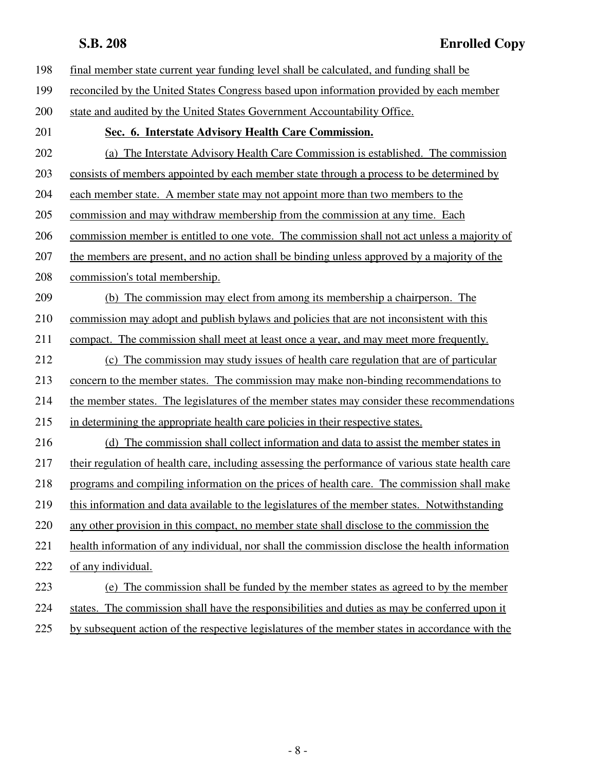final member state current year funding level shall be calculated, and funding shall be reconciled by the United States Congress based upon information provided by each member state and audited by the United States Government Accountability Office.

**Sec. 6. Interstate Advisory Health Care Commission.**

(a) The Interstate Advisory Health Care Commission is established. The commission consists of members appointed by each member state through a process to be determined by each member state. A member state may not appoint more than two members to the commission and may withdraw membership from the commission at any time. Each commission member is entitled to one vote. The commission shall not act unless a majority of the members are present, and no action shall be binding unless approved by a majority of the commission's total membership.

(b) The commission may elect from among its membership a chairperson. The commission may adopt and publish bylaws and policies that are not inconsistent with this compact. The commission shall meet at least once a year, and may meet more frequently.

(c) The commission may study issues of health care regulation that are of particular concern to the member states. The commission may make non-binding recommendations to the member states. The legislatures of the member states may consider these recommendations in determining the appropriate health care policies in their respective states.

(d) The commission shall collect information and data to assist the member states in their regulation of health care, including assessing the performance of various state health care programs and compiling information on the prices of health care. The commission shall make this information and data available to the legislatures of the member states. Notwithstanding any other provision in this compact, no member state shall disclose to the commission the health information of any individual, nor shall the commission disclose the health information of any individual.

(e) The commission shall be funded by the member states as agreed to by the member states. The commission shall have the responsibilities and duties as may be conferred upon it by subsequent action of the respective legislatures of the member states in accordance with the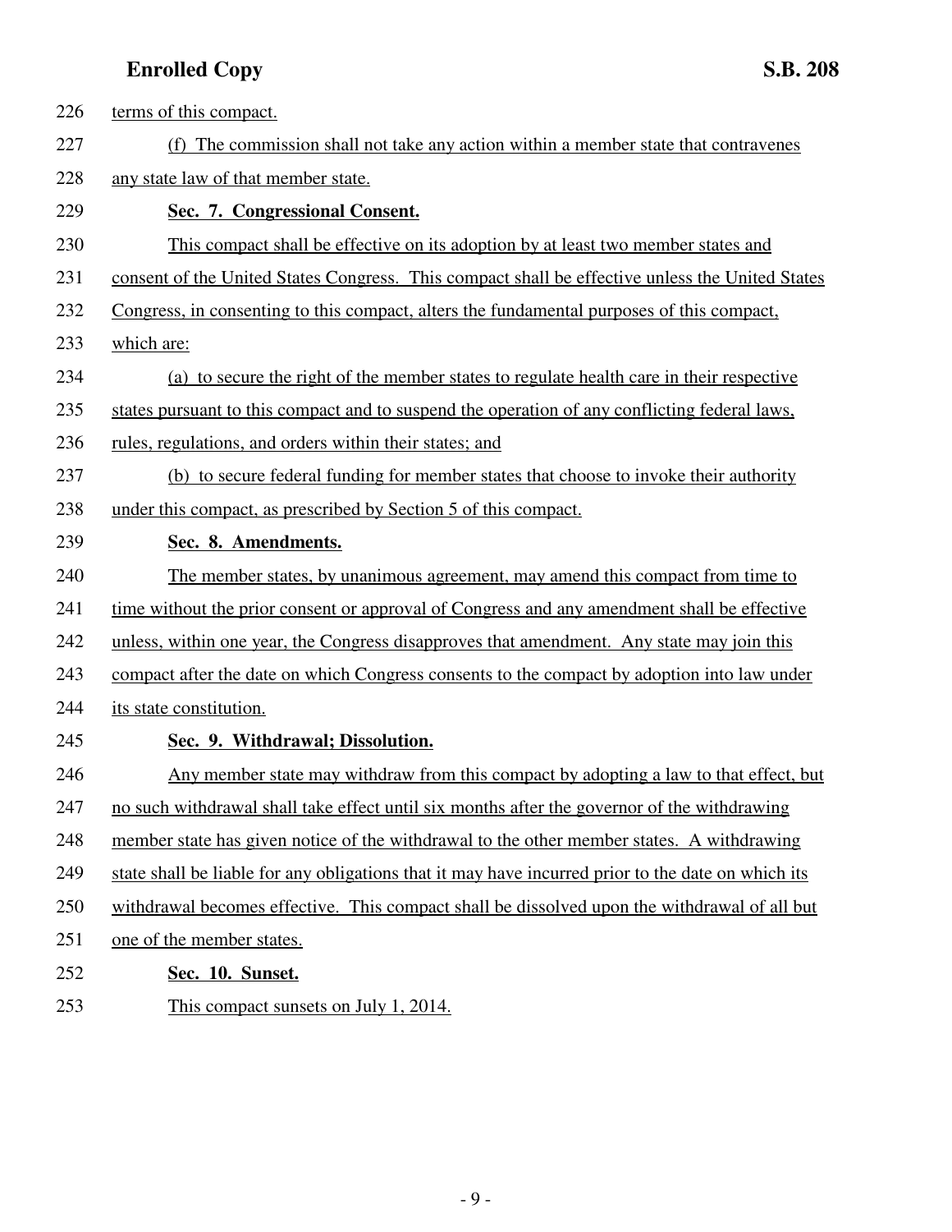terms of this compact.

(f) The commission shall not take any action within a member state that contravenes any state law of that member state.

**Sec. 7. Congressional Consent.**

This compact shall be effective on its adoption by at least two member states and consent of the United States Congress. This compact shall be effective unless the United States Congress, in consenting to this compact, alters the fundamental purposes of this compact, which are:

(a) to secure the right of the member states to regulate health care in their respective states pursuant to this compact and to suspend the operation of any conflicting federal laws, rules, regulations, and orders within their states; and

(b) to secure federal funding for member states that choose to invoke their authority under this compact, as prescribed by Section 5 of this compact.

**Sec. 8. Amendments.**

The member states, by unanimous agreement, may amend this compact from time to time without the prior consent or approval of Congress and any amendment shall be effective unless, within one year, the Congress disapproves that amendment. Any state may join this compact after the date on which Congress consents to the compact by adoption into law under its state constitution.

**Sec. 9. Withdrawal; Dissolution.**

Any member state may withdraw from this compact by adopting a law to that effect, but no such withdrawal shall take effect until six months after the governor of the withdrawing member state has given notice of the withdrawal to the other member states. A withdrawing state shall be liable for any obligations that it may have incurred prior to the date on which its withdrawal becomes effective. This compact shall be dissolved upon the withdrawal of all but one of the member states.

**Sec. 10. Sunset.**

This compact sunsets on July 1, 2014.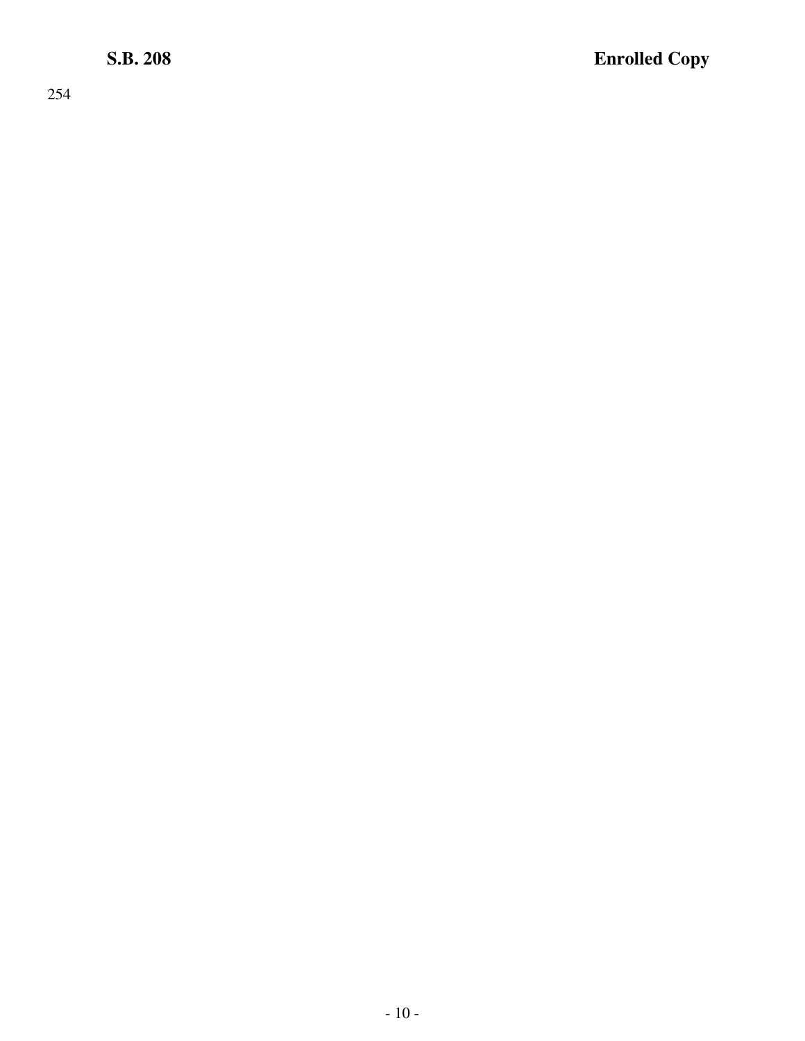254